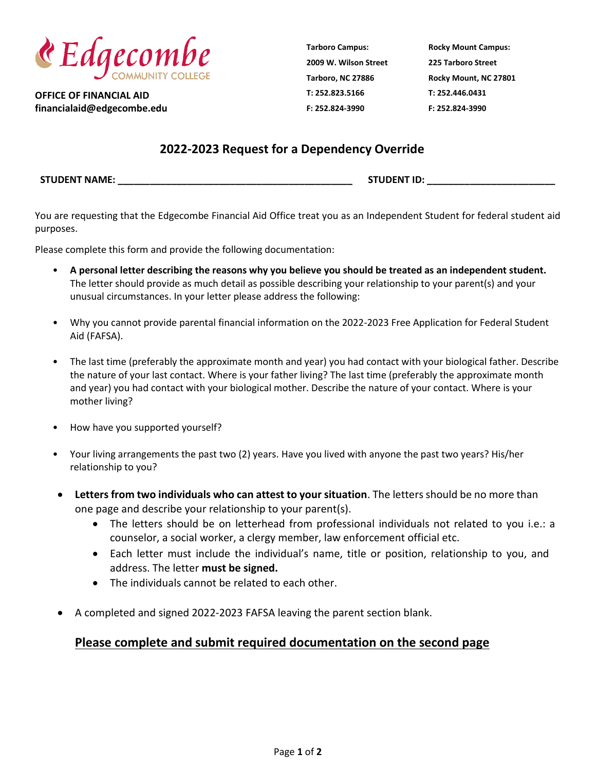**Edgecombe COMMUNITY COLLEGE**

**OFFICE OF FINANCIAL AID**
**financialaid@edgecombe.edu**

**Tarboro Campus:**
**2009 W. Wilson Street**
**Tarboro, NC 27886**
**T: 252.823.5166**
**F: 252.824-3990**

**Rocky Mount Campus:**
**225 Tarboro Street**
**Rocky Mount, NC 27801**
**T: 252.446.0431**
**F: 252.824-3990**

## 2022-2023 Request for a Dependency Override

**STUDENT NAME: ___________________________________________** **STUDENT ID: _______________________**

You are requesting that the Edgecombe Financial Aid Office treat you as an Independent Student for federal student aid purposes.

Please complete this form and provide the following documentation:

- **A personal letter describing the reasons why you believe you should be treated as an independent student.** The letter should provide as much detail as possible describing your relationship to your parent(s) and your unusual circumstances. In your letter please address the following:
- Why you cannot provide parental financial information on the 2022-2023 Free Application for Federal Student Aid (FAFSA).
- The last time (preferably the approximate month and year) you had contact with your biological father. Describe the nature of your last contact. Where is your father living? The last time (preferably the approximate month and year) you had contact with your biological mother. Describe the nature of your contact. Where is your mother living?
- How have you supported yourself?
- Your living arrangements the past two (2) years. Have you lived with anyone the past two years? His/her relationship to you?
- **Letters from two individuals who can attest to your situation**. The letters should be no more than one page and describe your relationship to your parent(s).
  - The letters should be on letterhead from professional individuals not related to you i.e.: a counselor, a social worker, a clergy member, law enforcement official etc.
  - Each letter must include the individual's name, title or position, relationship to you, and address. The letter **must be signed.**
  - The individuals cannot be related to each other.
- A completed and signed 2022-2023 FAFSA leaving the parent section blank.

**<u>Please complete and submit required documentation on the second page</u>**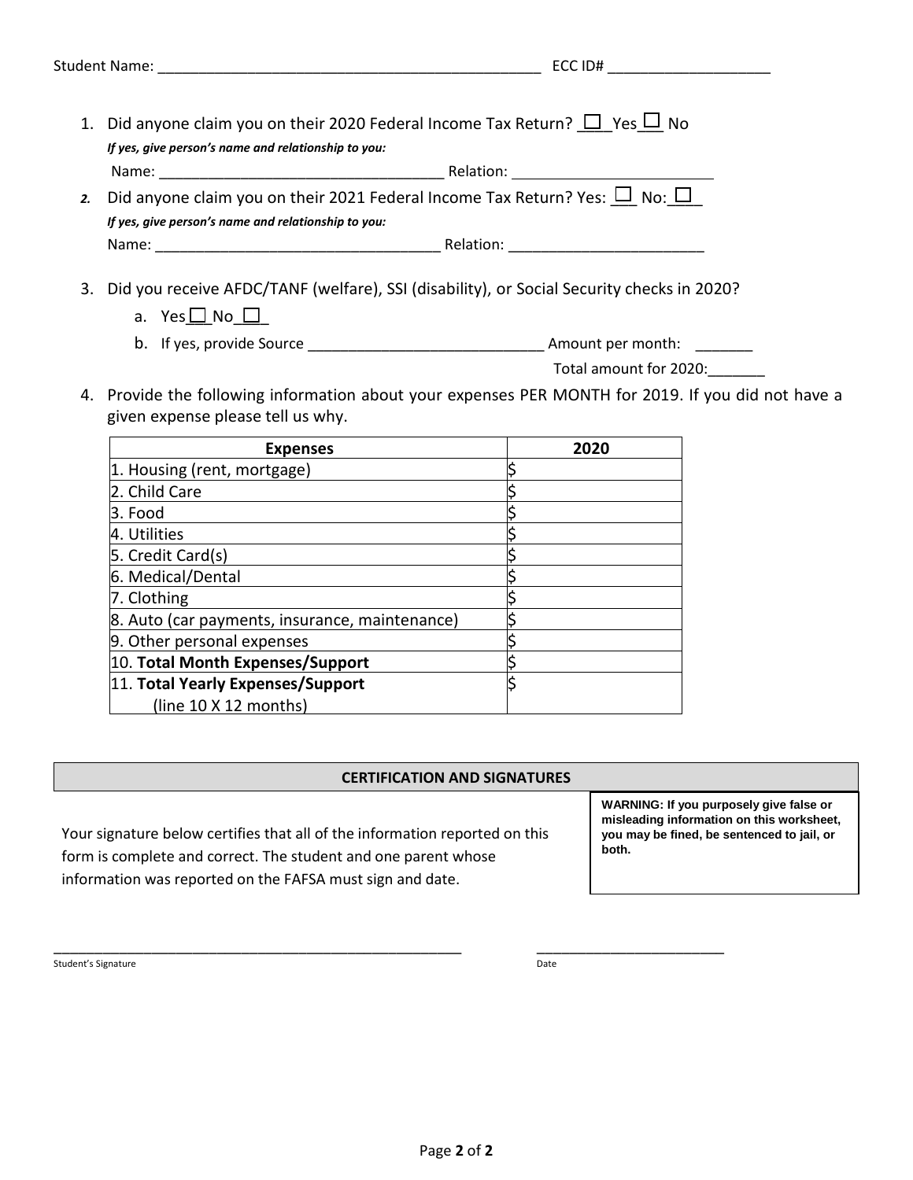Student Name: ______________________________________________ ECC ID# ____________________

1. Did anyone claim you on their 2020 Federal Income Tax Return? ☐ Yes ☐ No

   ***If yes, give person's name and relationship to you:***

   Name: ___________________________________ Relation: ________________________

2. Did anyone claim you on their 2021 Federal Income Tax Return? Yes: ☐ No: ☐

   ***If yes, give person's name and relationship to you:***

   Name: ___________________________________ Relation: ________________________

3. Did you receive AFDC/TANF (welfare), SSI (disability), or Social Security checks in 2020?

   a. Yes ☐ No ☐

   b. If yes, provide Source ____________________________ Amount per month: _______

      Total amount for 2020:_______

4. Provide the following information about your expenses PER MONTH for 2019. If you did not have a given expense please tell us why.

| Expenses | 2020 |
|---|---|
| 1. Housing (rent, mortgage) | $ |
| 2. Child Care | $ |
| 3. Food | $ |
| 4. Utilities | $ |
| 5. Credit Card(s) | $ |
| 6. Medical/Dental | $ |
| 7. Clothing | $ |
| 8. Auto (car payments, insurance, maintenance) | $ |
| 9. Other personal expenses | $ |
| 10. **Total Month Expenses/Support** | $ |
| 11. **Total Yearly Expenses/Support** (line 10 X 12 months) | $ |

## CERTIFICATION AND SIGNATURES

Your signature below certifies that all of the information reported on this form is complete and correct. The student and one parent whose information was reported on the FAFSA must sign and date.

**WARNING: If you purposely give false or misleading information on this worksheet, you may be fined, be sentenced to jail, or both.**

_____________________________________________________ ________________________

Student's Signature Date